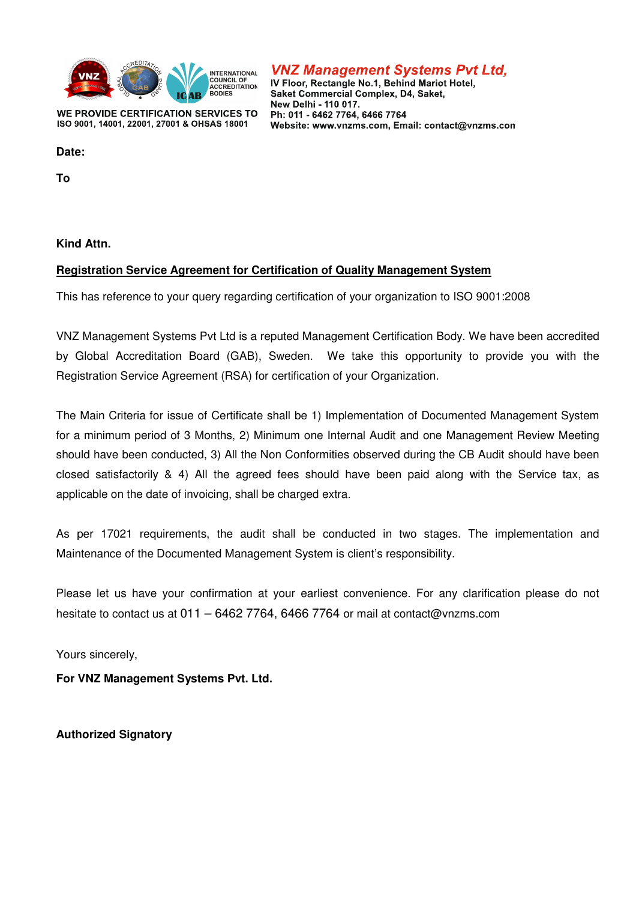VNZ GAB ICAB INTERNATIONAL COUNCIL OF ACCREDITATION BODIES

**WE PROVIDE CERTIFICATION SERVICES TO ISO 9001, 14001, 22001, 27001 & OHSAS 18001**

***VNZ Management Systems Pvt Ltd,***
**IV Floor, Rectangle No.1, Behind Mariot Hotel,**
**Saket Commercial Complex, D4, Saket,**
**New Delhi - 110 017.**
**Ph: 011 - 6462 7764, 6466 7764**
**Website: www.vnzms.com, Email: contact@vnzms.com**

**Date:**

**To**

**Kind Attn.**

**<u>Registration Service Agreement for Certification of Quality Management System</u>**

This has reference to your query regarding certification of your organization to ISO 9001:2008

VNZ Management Systems Pvt Ltd is a reputed Management Certification Body. We have been accredited by Global Accreditation Board (GAB), Sweden. We take this opportunity to provide you with the Registration Service Agreement (RSA) for certification of your Organization.

The Main Criteria for issue of Certificate shall be 1) Implementation of Documented Management System for a minimum period of 3 Months, 2) Minimum one Internal Audit and one Management Review Meeting should have been conducted, 3) All the Non Conformities observed during the CB Audit should have been closed satisfactorily & 4) All the agreed fees should have been paid along with the Service tax, as applicable on the date of invoicing, shall be charged extra.

As per 17021 requirements, the audit shall be conducted in two stages. The implementation and Maintenance of the Documented Management System is client's responsibility.

Please let us have your confirmation at your earliest convenience. For any clarification please do not hesitate to contact us at 011 – 6462 7764, 6466 7764 or mail at contact@vnzms.com

Yours sincerely,

**For VNZ Management Systems Pvt. Ltd.**

**Authorized Signatory**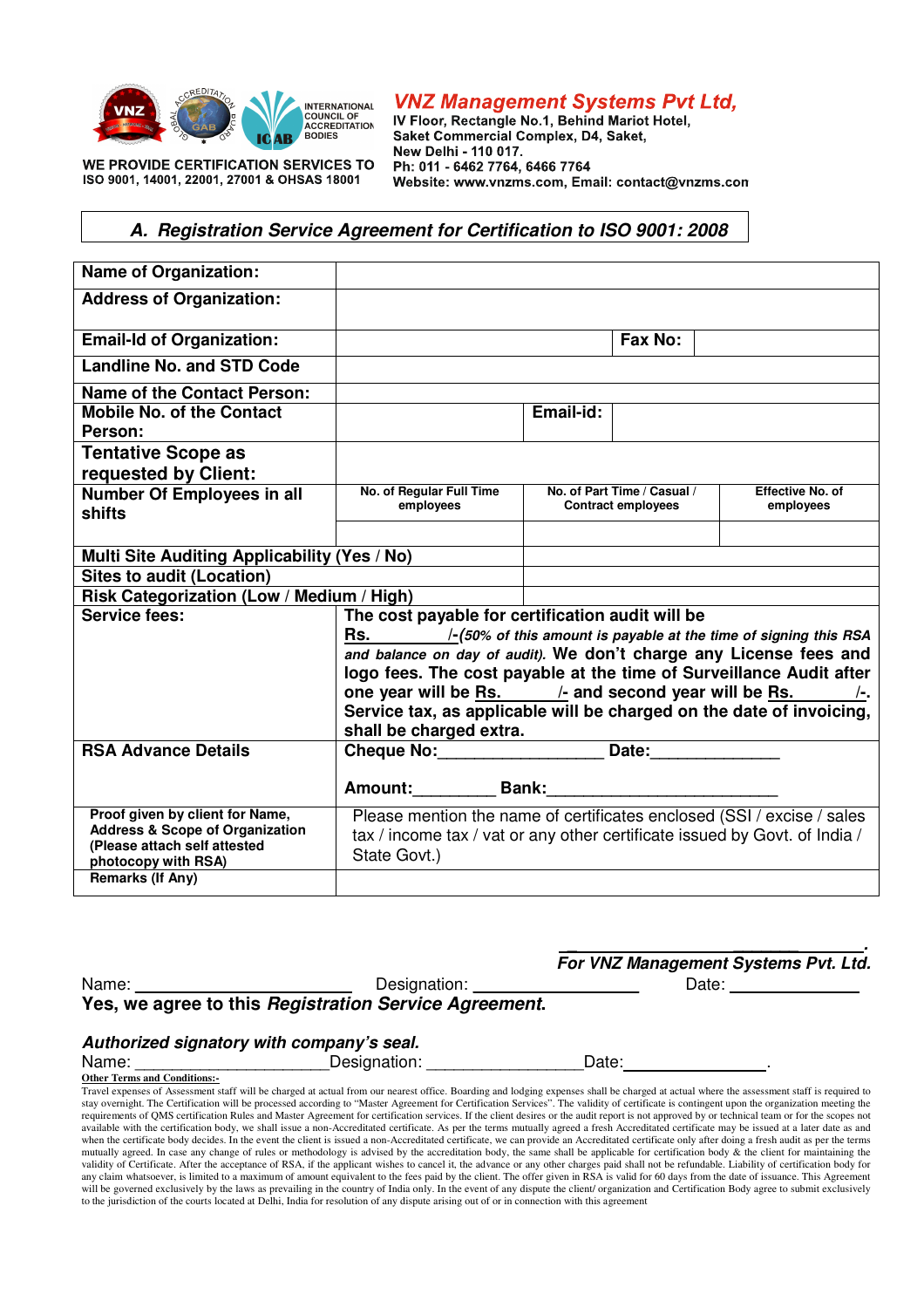WE PROVIDE CERTIFICATION SERVICES TO
ISO 9001, 14001, 22001, 27001 & OHSAS 18001

**VNZ Management Systems Pvt Ltd,**
IV Floor, Rectangle No.1, Behind Mariot Hotel,
Saket Commercial Complex, D4, Saket,
New Delhi - 110 017.
Ph: 011 - 6462 7764, 6466 7764
Website: www.vnzms.com, Email: contact@vnzms.con

## *A. Registration Service Agreement for Certification to ISO 9001: 2008*

| | | | |
|---|---|---|---|
| **Name of Organization:** | | | |
| **Address of Organization:** | | | |
| **Email-Id of Organization:** | | **Fax No:** | |
| **Landline No. and STD Code** | | | |
| **Name of the Contact Person:** | | | |
| **Mobile No. of the Contact Person:** | | **Email-id:** | |
| **Tentative Scope as requested by Client:** | | | |
| **Number Of Employees in all shifts** | **No. of Regular Full Time employees** | **No. of Part Time / Casual / Contract employees** | **Effective No. of employees** |
| | | | |
| **Multi Site Auditing Applicability (Yes / No)** | | | |
| **Sites to audit (Location)** | | | |
| **Risk Categorization (Low / Medium / High)** | | | |
| **Service fees:** | **The cost payable for certification audit will be Rs. ________/-** *(50% of this amount is payable at the time of signing this RSA and balance on day of audit).* **We don't charge any License fees and logo fees. The cost payable at the time of Surveillance Audit after one year will be Rs. ______/- and second year will be Rs. ______/-. Service tax, as applicable will be charged on the date of invoicing, shall be charged extra.** | | |
| **RSA Advance Details** | **Cheque No:_________________ Date:_____________ Amount:________ Bank:________________________** | | |
| **Proof given by client for Name, Address & Scope of Organization (Please attach self attested photocopy with RSA)** | Please mention the name of certificates enclosed (SSI / excise / sales tax / income tax / vat or any other certificate issued by Govt. of India / State Govt.) | | |
| **Remarks (If Any)** | | | |

_______________________.
***For VNZ Management Systems Pvt. Ltd.***

Name: ______________________ Designation: __________________ Date: _____________

**Yes, we agree to this *Registration Service Agreement*.**

***Authorized signatory with company's seal.***

Name: ____________________Designation: ________________Date:_______________.

**Other Terms and Conditions:-**

Travel expenses of Assessment staff will be charged at actual from our nearest office. Boarding and lodging expenses shall be charged at actual where the assessment staff is required to stay overnight. The Certification will be processed according to "Master Agreement for Certification Services". The validity of certificate is contingent upon the organization meeting the requirements of QMS certification Rules and Master Agreement for certification services. If the client desires or the audit report is not approved by or technical team or for the scopes not available with the certification body, we shall issue a non-Accreditated certificate. As per the terms mutually agreed a fresh Accreditated certificate may be issued at a later date as and when the certificate body decides. In the event the client is issued a non-Accreditated certificate, we can provide an Accreditated certificate only after doing a fresh audit as per the terms mutually agreed. In case any change of rules or methodology is advised by the accreditation body, the same shall be applicable for certification body & the client for maintaining the validity of Certificate. After the acceptance of RSA, if the applicant wishes to cancel it, the advance or any other charges paid shall not be refundable. Liability of certification body for any claim whatsoever, is limited to a maximum of amount equivalent to the fees paid by the client. The offer given in RSA is valid for 60 days from the date of issuance. This Agreement will be governed exclusively by the laws as prevailing in the country of India only. In the event of any dispute the client/ organization and Certification Body agree to submit exclusively to the jurisdiction of the courts located at Delhi, India for resolution of any dispute arising out of or in connection with this agreement